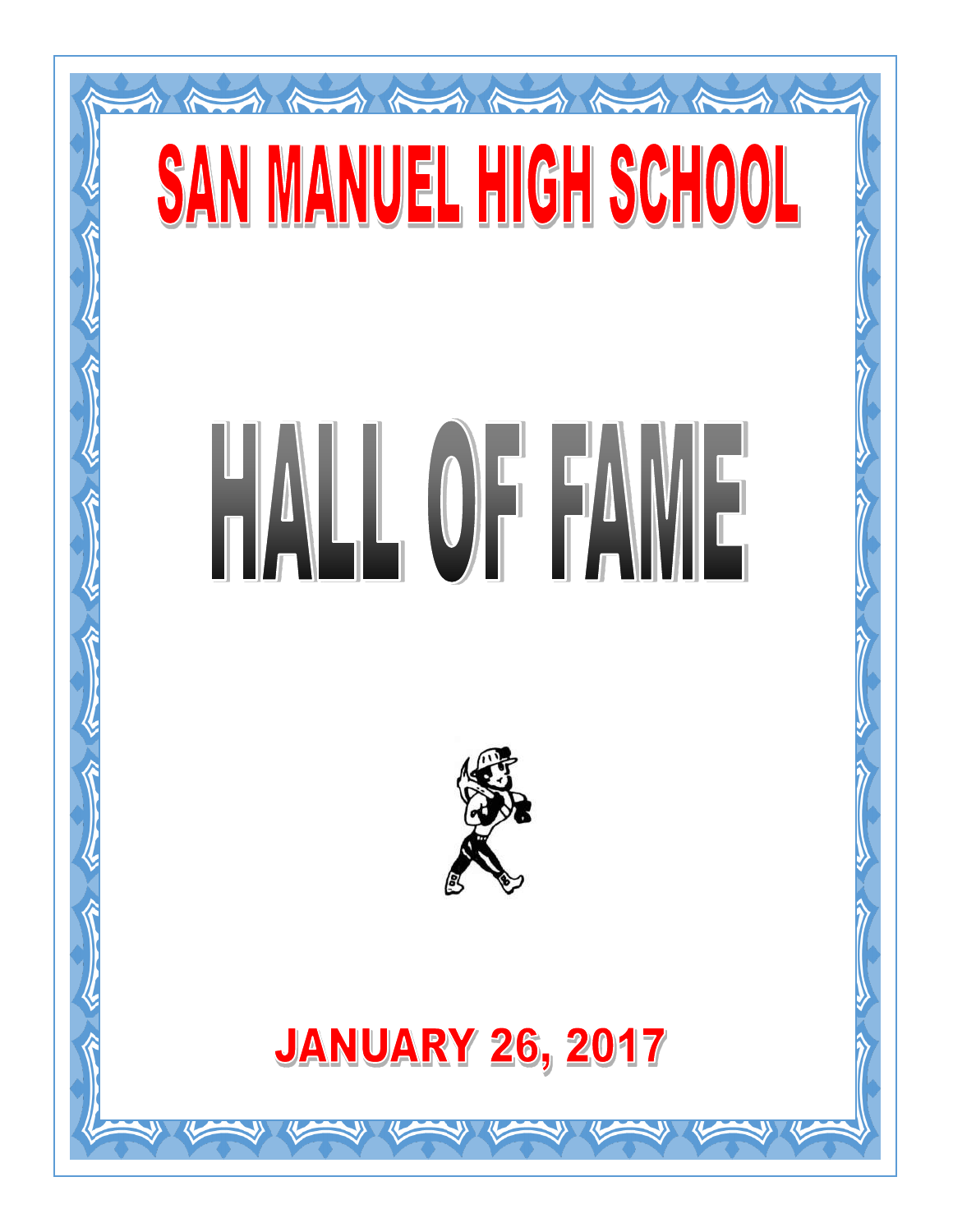# SAN MANUEL HIGH SCHOOL

# HALL OF FAME

## JANUARY 26, 2017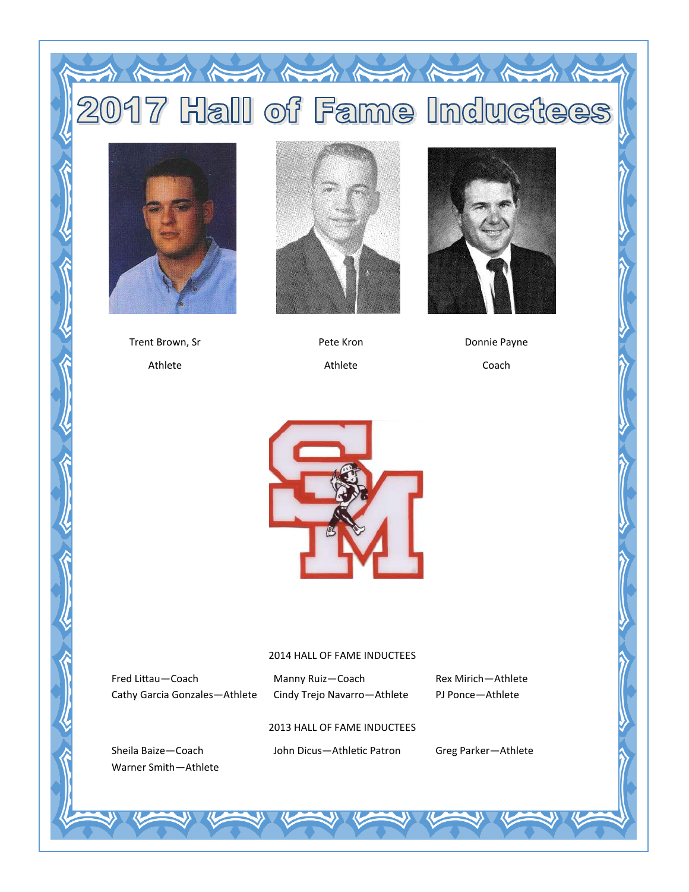# 2017 Hall of Fame Inductees

Trent Brown, Sr

Athlete

Pete Kron

Athlete

Donnie Payne

Coach

## 2014 HALL OF FAME INDUCTEES

Fred Littau—Coach

Cathy Garcia Gonzales—Athlete

Manny Ruiz—Coach

Cindy Trejo Navarro—Athlete

Rex Mirich—Athlete

PJ Ponce—Athlete

## 2013 HALL OF FAME INDUCTEES

Sheila Baize—Coach

Warner Smith—Athlete

John Dicus—Athletic Patron

Greg Parker—Athlete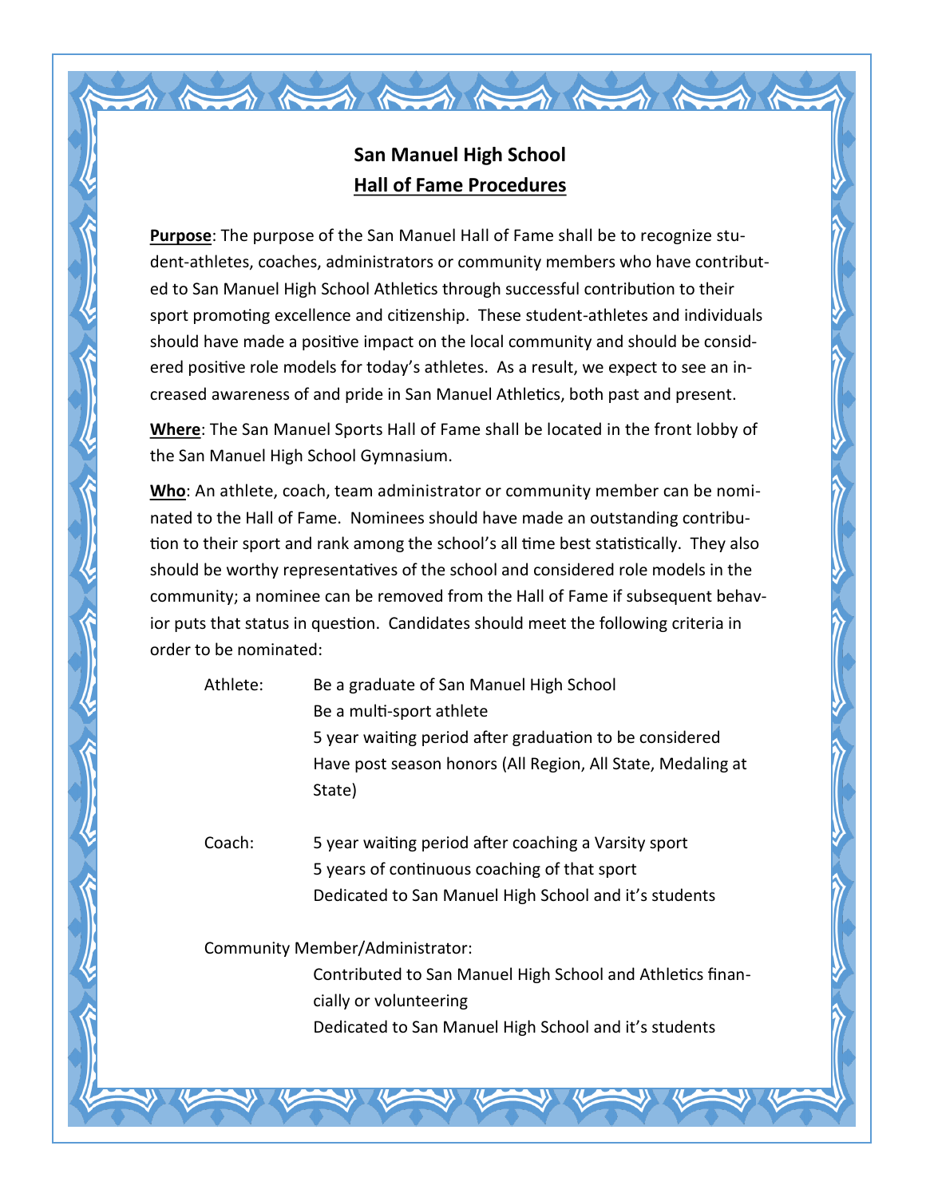# San Manuel High School

## Hall of Fame Procedures

**Purpose**: The purpose of the San Manuel Hall of Fame shall be to recognize student-athletes, coaches, administrators or community members who have contributed to San Manuel High School Athletics through successful contribution to their sport promoting excellence and citizenship. These student-athletes and individuals should have made a positive impact on the local community and should be considered positive role models for today's athletes. As a result, we expect to see an increased awareness of and pride in San Manuel Athletics, both past and present.

**Where**: The San Manuel Sports Hall of Fame shall be located in the front lobby of the San Manuel High School Gymnasium.

**Who**: An athlete, coach, team administrator or community member can be nominated to the Hall of Fame. Nominees should have made an outstanding contribution to their sport and rank among the school's all time best statistically. They also should be worthy representatives of the school and considered role models in the community; a nominee can be removed from the Hall of Fame if subsequent behavior puts that status in question. Candidates should meet the following criteria in order to be nominated:

Athlete:
- Be a graduate of San Manuel High School
- Be a multi-sport athlete
- 5 year waiting period after graduation to be considered
- Have post season honors (All Region, All State, Medaling at State)

Coach:
- 5 year waiting period after coaching a Varsity sport
- 5 years of continuous coaching of that sport
- Dedicated to San Manuel High School and it's students

Community Member/Administrator:
- Contributed to San Manuel High School and Athletics financially or volunteering
- Dedicated to San Manuel High School and it's students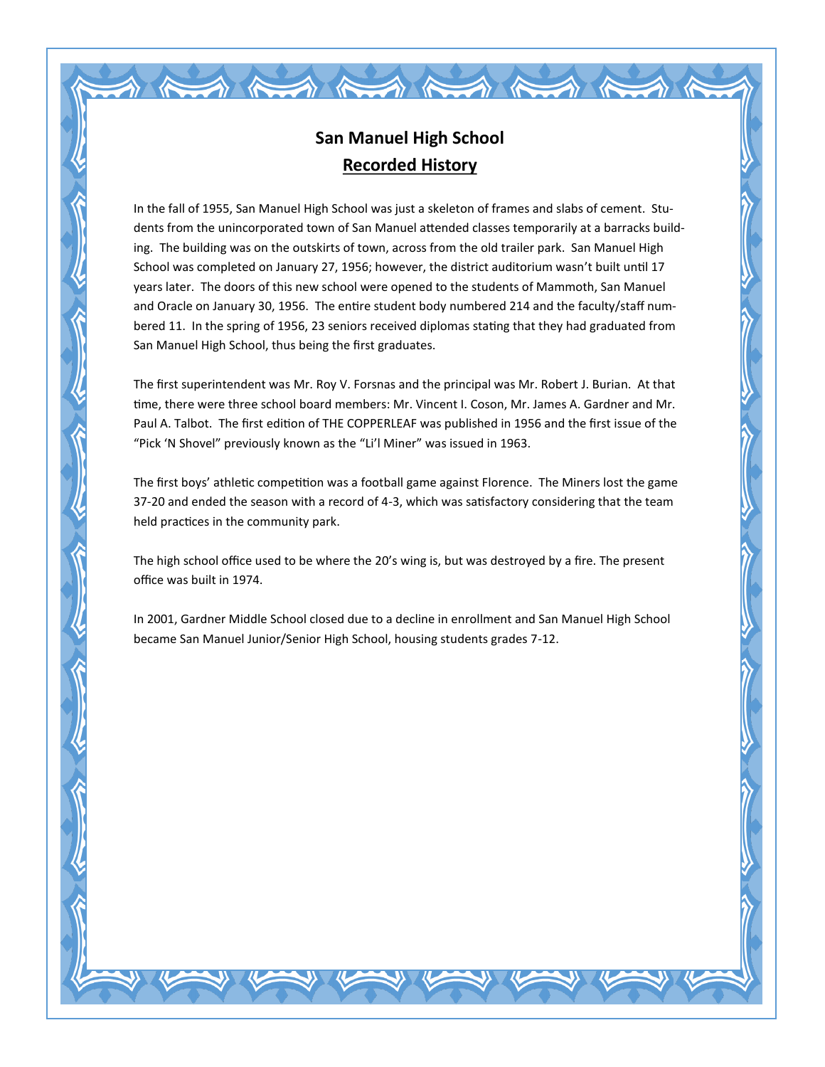# San Manuel High School

## Recorded History

In the fall of 1955, San Manuel High School was just a skeleton of frames and slabs of cement. Students from the unincorporated town of San Manuel attended classes temporarily at a barracks building. The building was on the outskirts of town, across from the old trailer park. San Manuel High School was completed on January 27, 1956; however, the district auditorium wasn't built until 17 years later. The doors of this new school were opened to the students of Mammoth, San Manuel and Oracle on January 30, 1956. The entire student body numbered 214 and the faculty/staff numbered 11. In the spring of 1956, 23 seniors received diplomas stating that they had graduated from San Manuel High School, thus being the first graduates.

The first superintendent was Mr. Roy V. Forsnas and the principal was Mr. Robert J. Burian. At that time, there were three school board members: Mr. Vincent I. Coson, Mr. James A. Gardner and Mr. Paul A. Talbot. The first edition of THE COPPERLEAF was published in 1956 and the first issue of the "Pick 'N Shovel" previously known as the "Li'l Miner" was issued in 1963.

The first boys' athletic competition was a football game against Florence. The Miners lost the game 37-20 and ended the season with a record of 4-3, which was satisfactory considering that the team held practices in the community park.

The high school office used to be where the 20's wing is, but was destroyed by a fire. The present office was built in 1974.

In 2001, Gardner Middle School closed due to a decline in enrollment and San Manuel High School became San Manuel Junior/Senior High School, housing students grades 7-12.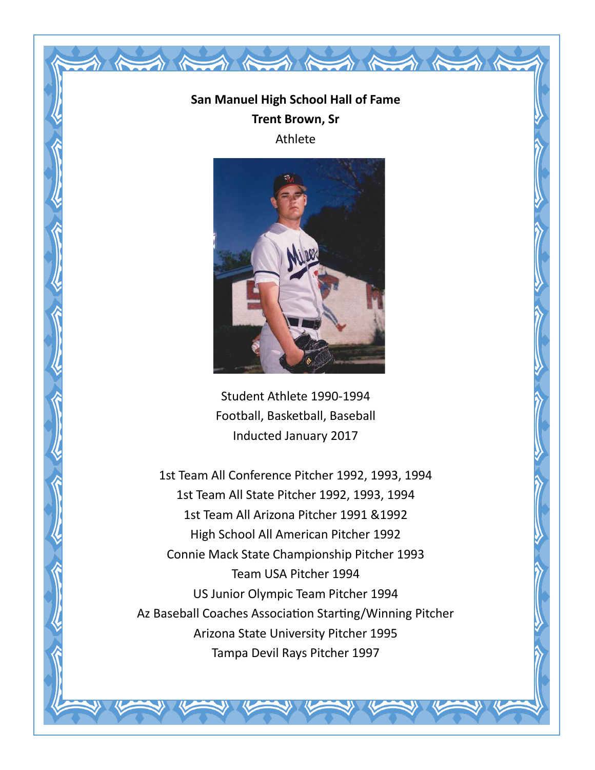**San Manuel High School Hall of Fame**

**Trent Brown, Sr**

Athlete

Student Athlete 1990-1994

Football, Basketball, Baseball

Inducted January 2017

1st Team All Conference Pitcher 1992, 1993, 1994

1st Team All State Pitcher 1992, 1993, 1994

1st Team All Arizona Pitcher 1991 &1992

High School All American Pitcher 1992

Connie Mack State Championship Pitcher 1993

Team USA Pitcher 1994

US Junior Olympic Team Pitcher 1994

Az Baseball Coaches Association Starting/Winning Pitcher

Arizona State University Pitcher 1995

Tampa Devil Rays Pitcher 1997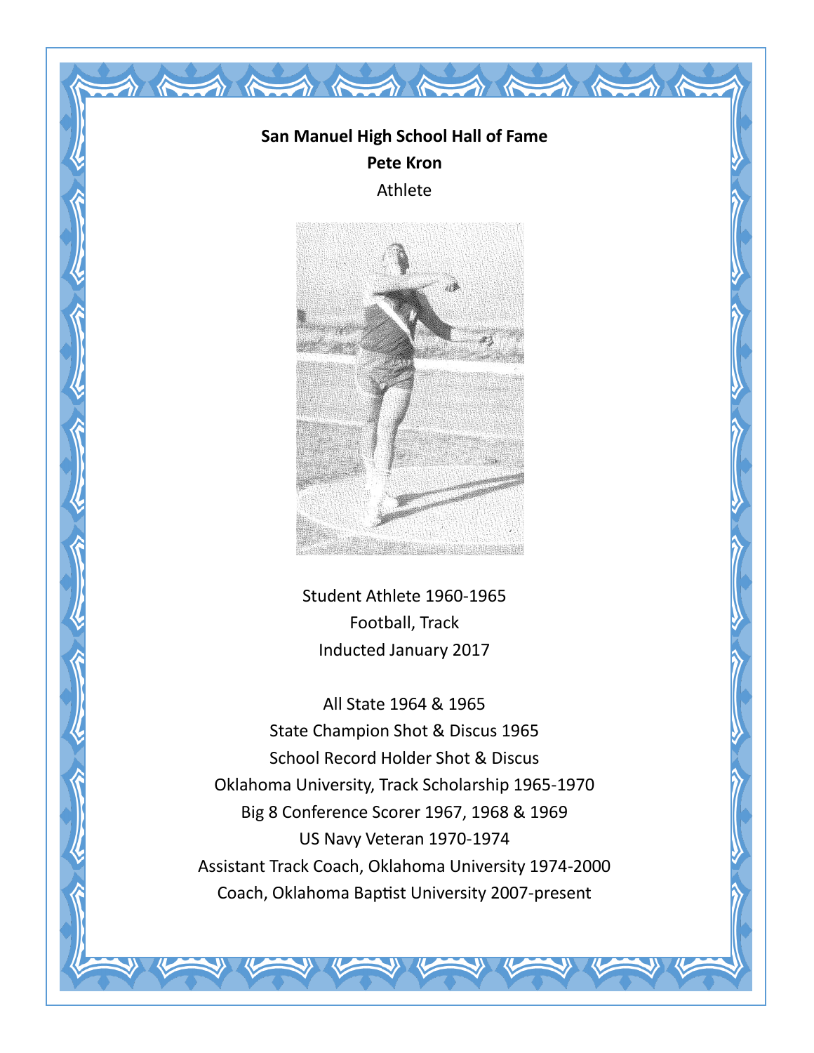**San Manuel High School Hall of Fame**

**Pete Kron**

Athlete

Student Athlete 1960-1965

Football, Track

Inducted January 2017

All State 1964 & 1965

State Champion Shot & Discus 1965

School Record Holder Shot & Discus

Oklahoma University, Track Scholarship 1965-1970

Big 8 Conference Scorer 1967, 1968 & 1969

US Navy Veteran 1970-1974

Assistant Track Coach, Oklahoma University 1974-2000

Coach, Oklahoma Baptist University 2007-present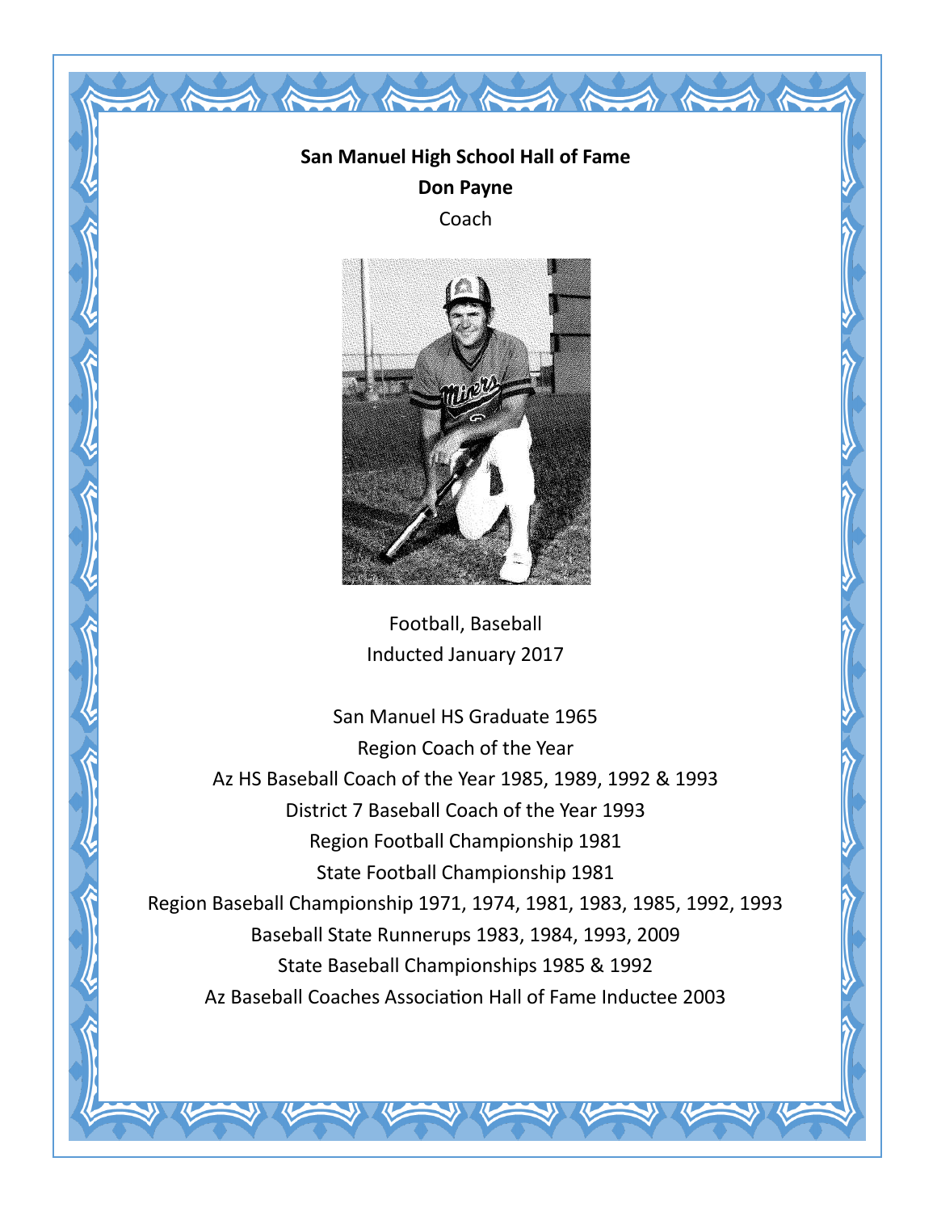**San Manuel High School Hall of Fame**

**Don Payne**

Coach

Football, Baseball

Inducted January 2017

San Manuel HS Graduate 1965

Region Coach of the Year

Az HS Baseball Coach of the Year 1985, 1989, 1992 & 1993

District 7 Baseball Coach of the Year 1993

Region Football Championship 1981

State Football Championship 1981

Region Baseball Championship 1971, 1974, 1981, 1983, 1985, 1992, 1993

Baseball State Runnerups 1983, 1984, 1993, 2009

State Baseball Championships 1985 & 1992

Az Baseball Coaches Association Hall of Fame Inductee 2003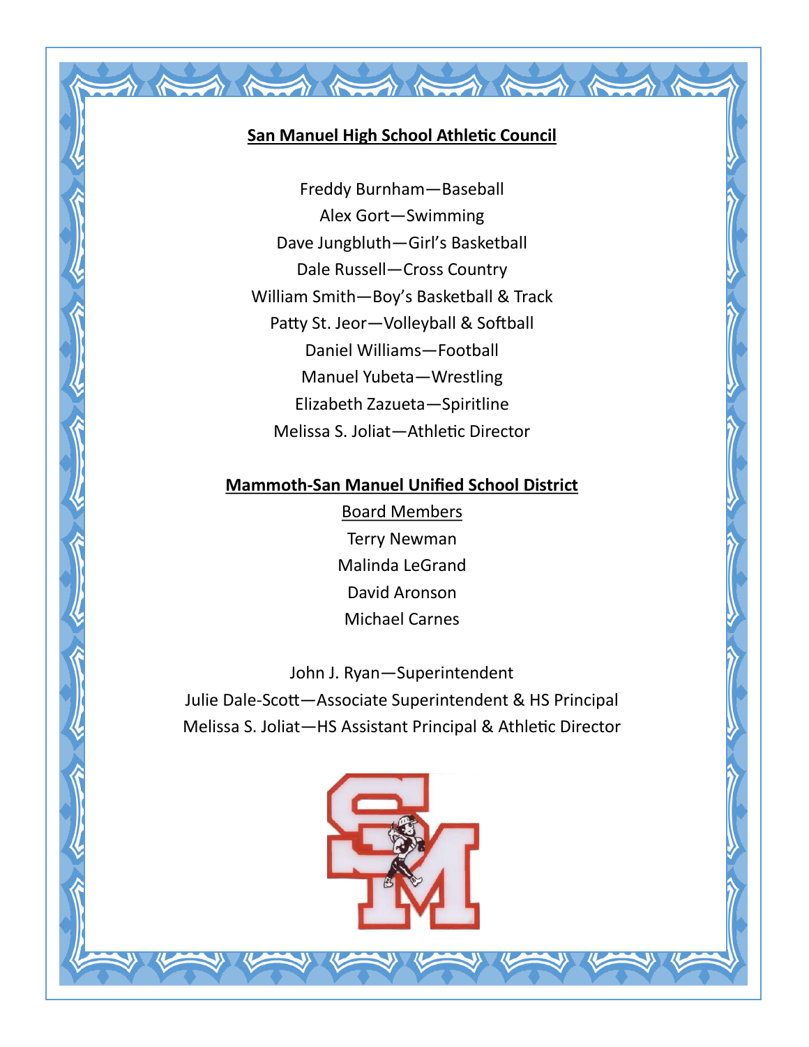## San Manuel High School Athletic Council

Freddy Burnham—Baseball
Alex Gort—Swimming
Dave Jungbluth—Girl's Basketball
Dale Russell—Cross Country
William Smith—Boy's Basketball & Track
Patty St. Jeor—Volleyball & Softball
Daniel Williams—Football
Manuel Yubeta—Wrestling
Elizabeth Zazueta—Spiritline
Melissa S. Joliat—Athletic Director

## Mammoth-San Manuel Unified School District

### Board Members

Terry Newman
Malinda LeGrand
David Aronson
Michael Carnes

John J. Ryan—Superintendent
Julie Dale-Scott—Associate Superintendent & HS Principal
Melissa S. Joliat—HS Assistant Principal & Athletic Director